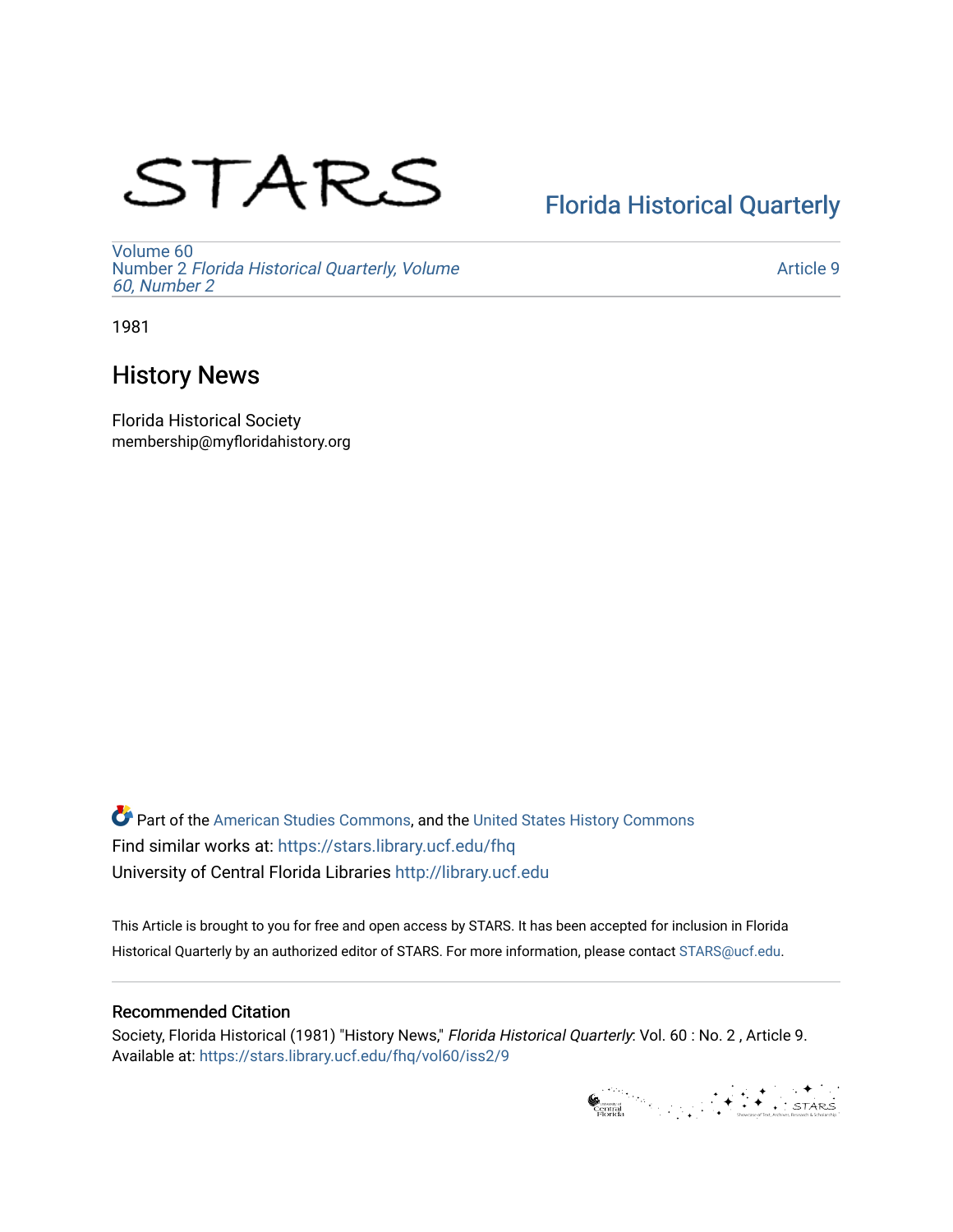STARS

Florida Historical Quarterly

Volume 60
Number 2 *Florida Historical Quarterly, Volume 60, Number 2*

Article 9

1981

# History News

Florida Historical Society
membership@myfloridahistory.org

Part of the American Studies Commons, and the United States History Commons
Find similar works at: https://stars.library.ucf.edu/fhq
University of Central Florida Libraries http://library.ucf.edu

This Article is brought to you for free and open access by STARS. It has been accepted for inclusion in Florida Historical Quarterly by an authorized editor of STARS. For more information, please contact STARS@ucf.edu.

## Recommended Citation

Society, Florida Historical (1981) "History News," *Florida Historical Quarterly*: Vol. 60 : No. 2 , Article 9.
Available at: https://stars.library.ucf.edu/fhq/vol60/iss2/9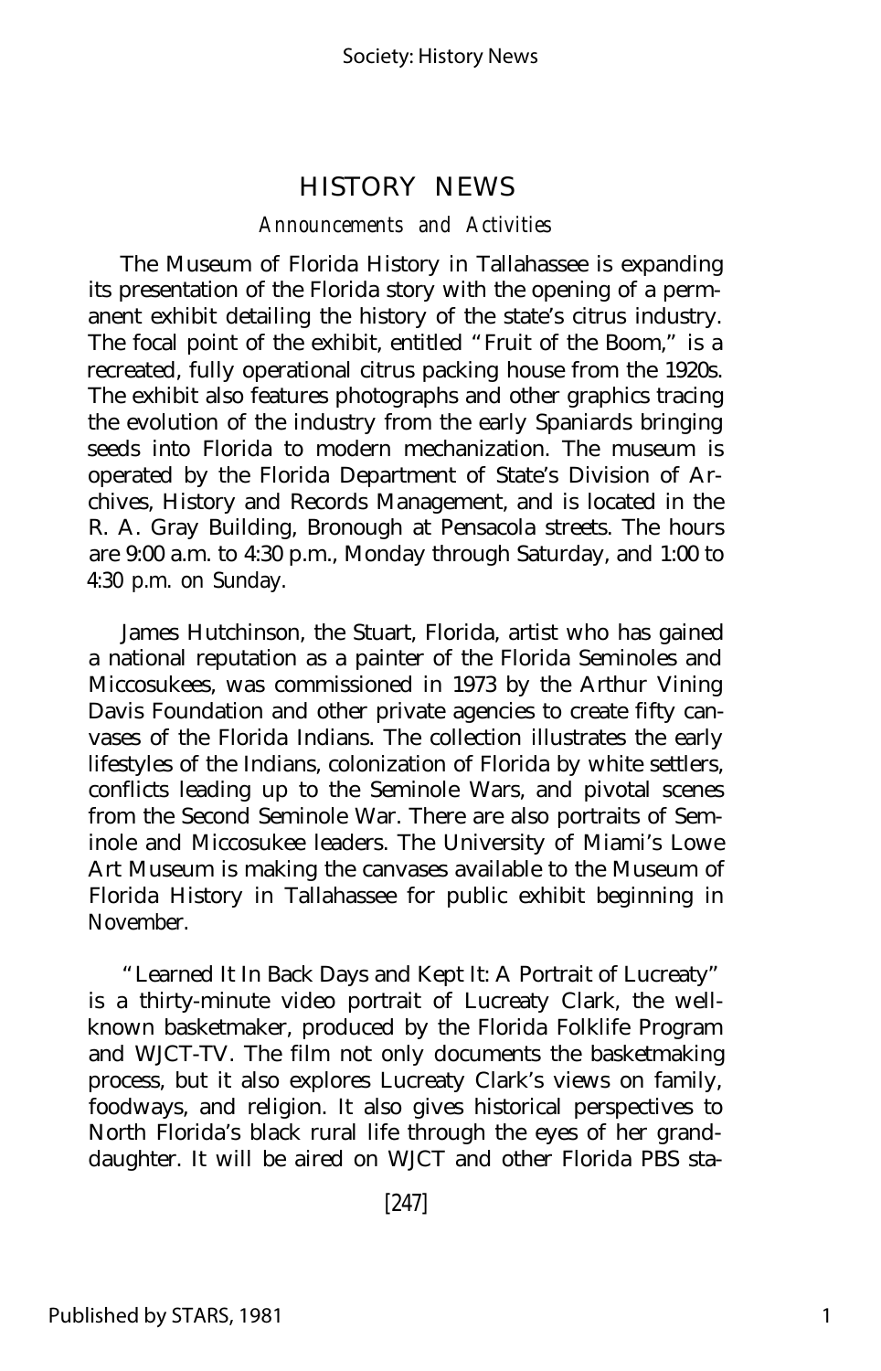# HISTORY NEWS

*Announcements and Activities*

The Museum of Florida History in Tallahassee is expanding its presentation of the Florida story with the opening of a permanent exhibit detailing the history of the state's citrus industry. The focal point of the exhibit, entitled "Fruit of the Boom," is a recreated, fully operational citrus packing house from the 1920s. The exhibit also features photographs and other graphics tracing the evolution of the industry from the early Spaniards bringing seeds into Florida to modern mechanization. The museum is operated by the Florida Department of State's Division of Archives, History and Records Management, and is located in the R. A. Gray Building, Bronough at Pensacola streets. The hours are 9:00 a.m. to 4:30 p.m., Monday through Saturday, and 1:00 to 4:30 p.m. on Sunday.

James Hutchinson, the Stuart, Florida, artist who has gained a national reputation as a painter of the Florida Seminoles and Miccosukees, was commissioned in 1973 by the Arthur Vining Davis Foundation and other private agencies to create fifty canvases of the Florida Indians. The collection illustrates the early lifestyles of the Indians, colonization of Florida by white settlers, conflicts leading up to the Seminole Wars, and pivotal scenes from the Second Seminole War. There are also portraits of Seminole and Miccosukee leaders. The University of Miami's Lowe Art Museum is making the canvases available to the Museum of Florida History in Tallahassee for public exhibit beginning in November.

"Learned It In Back Days and Kept It: A Portrait of Lucreaty" is a thirty-minute video portrait of Lucreaty Clark, the well-known basketmaker, produced by the Florida Folklife Program and WJCT-TV. The film not only documents the basketmaking process, but it also explores Lucreaty Clark's views on family, foodways, and religion. It also gives historical perspectives to North Florida's black rural life through the eyes of her granddaughter. It will be aired on WJCT and other Florida PBS sta-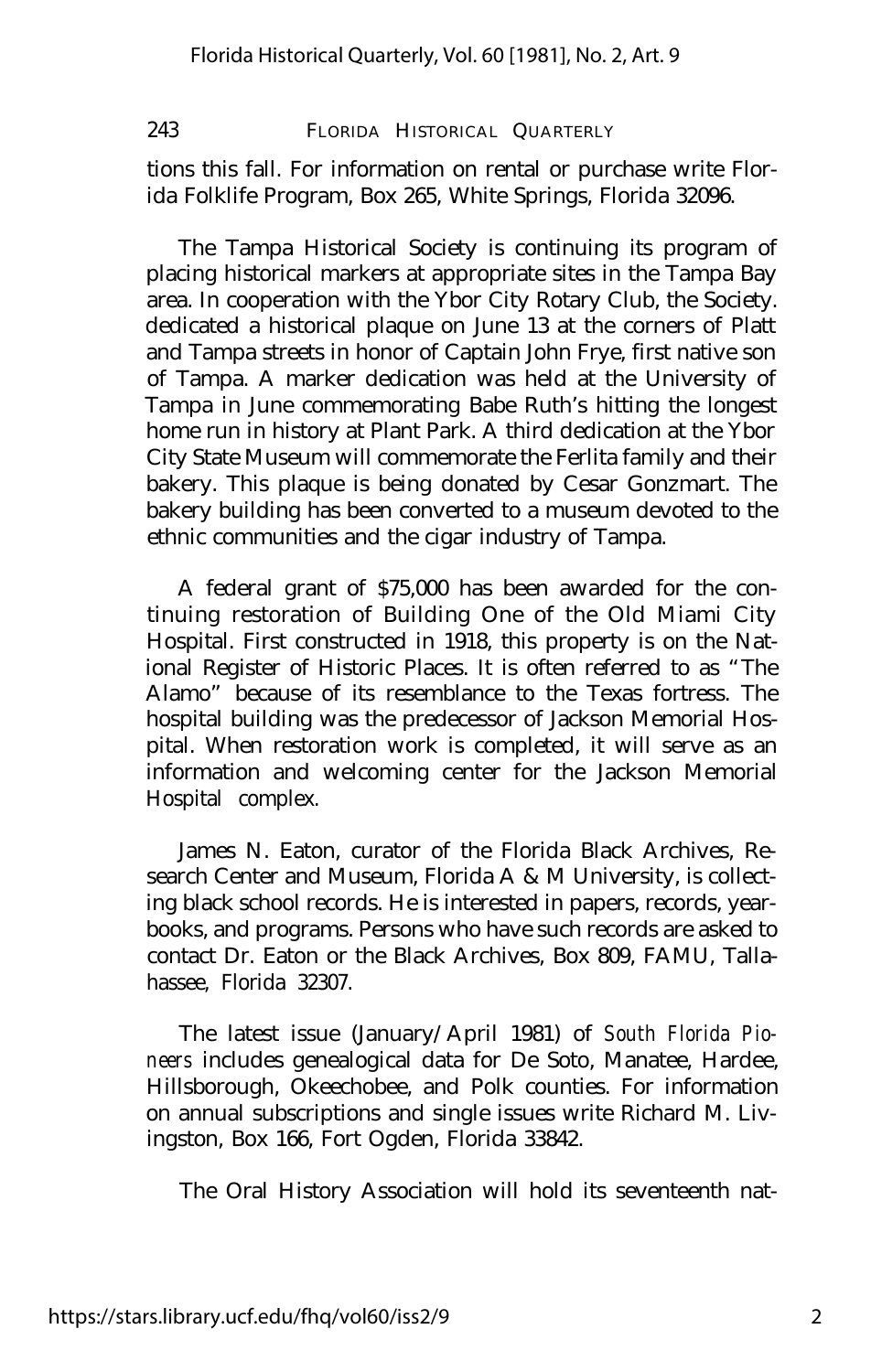tions this fall. For information on rental or purchase write Florida Folklife Program, Box 265, White Springs, Florida 32096.

The Tampa Historical Society is continuing its program of placing historical markers at appropriate sites in the Tampa Bay area. In cooperation with the Ybor City Rotary Club, the Society. dedicated a historical plaque on June 13 at the corners of Platt and Tampa streets in honor of Captain John Frye, first native son of Tampa. A marker dedication was held at the University of Tampa in June commemorating Babe Ruth's hitting the longest home run in history at Plant Park. A third dedication at the Ybor City State Museum will commemorate the Ferlita family and their bakery. This plaque is being donated by Cesar Gonzmart. The bakery building has been converted to a museum devoted to the ethnic communities and the cigar industry of Tampa.

A federal grant of $75,000 has been awarded for the continuing restoration of Building One of the Old Miami City Hospital. First constructed in 1918, this property is on the National Register of Historic Places. It is often referred to as "The Alamo" because of its resemblance to the Texas fortress. The hospital building was the predecessor of Jackson Memorial Hospital. When restoration work is completed, it will serve as an information and welcoming center for the Jackson Memorial Hospital complex.

James N. Eaton, curator of the Florida Black Archives, Research Center and Museum, Florida A & M University, is collecting black school records. He is interested in papers, records, yearbooks, and programs. Persons who have such records are asked to contact Dr. Eaton or the Black Archives, Box 809, FAMU, Tallahassee, Florida 32307.

The latest issue (January/April 1981) of *South Florida Pioneers* includes genealogical data for De Soto, Manatee, Hardee, Hillsborough, Okeechobee, and Polk counties. For information on annual subscriptions and single issues write Richard M. Livingston, Box 166, Fort Ogden, Florida 33842.

The Oral History Association will hold its seventeenth nat-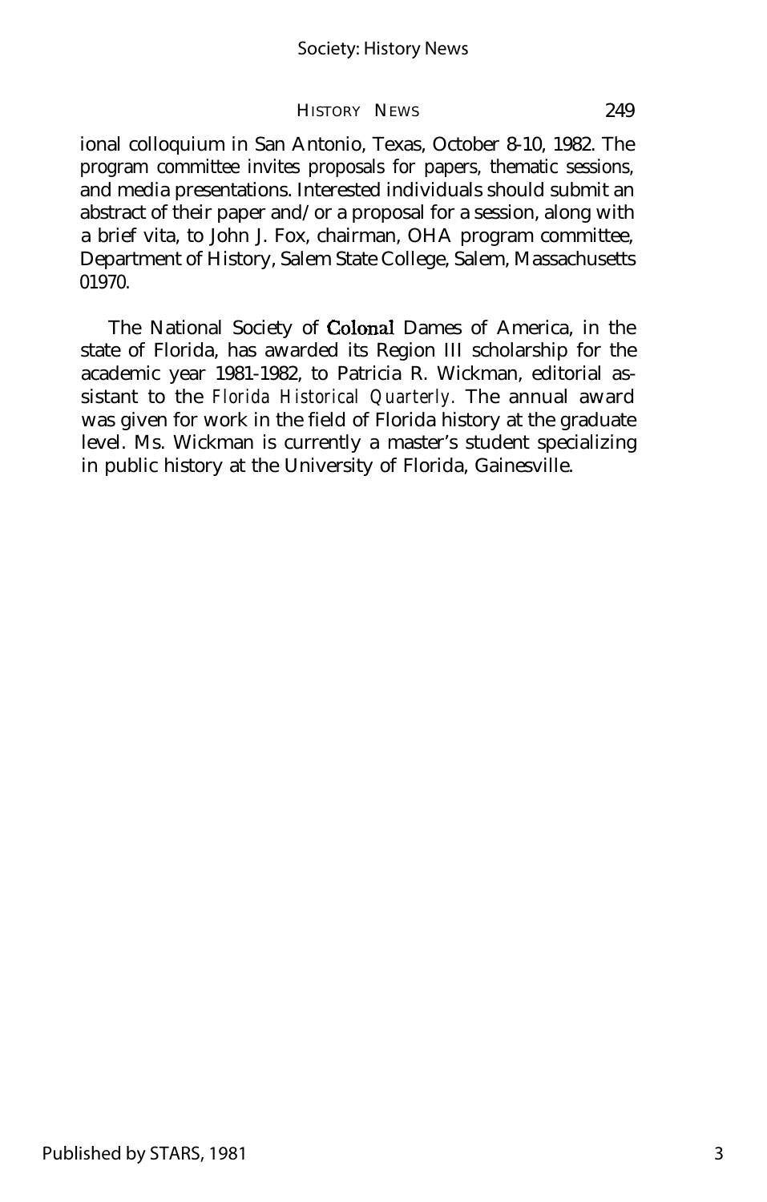ional colloquium in San Antonio, Texas, October 8-10, 1982. The program committee invites proposals for papers, thematic sessions, and media presentations. Interested individuals should submit an abstract of their paper and/or a proposal for a session, along with a brief vita, to John J. Fox, chairman, OHA program committee, Department of History, Salem State College, Salem, Massachusetts 01970.

The National Society of Colonal Dames of America, in the state of Florida, has awarded its Region III scholarship for the academic year 1981-1982, to Patricia R. Wickman, editorial assistant to the *Florida Historical Quarterly*. The annual award was given for work in the field of Florida history at the graduate level. Ms. Wickman is currently a master's student specializing in public history at the University of Florida, Gainesville.